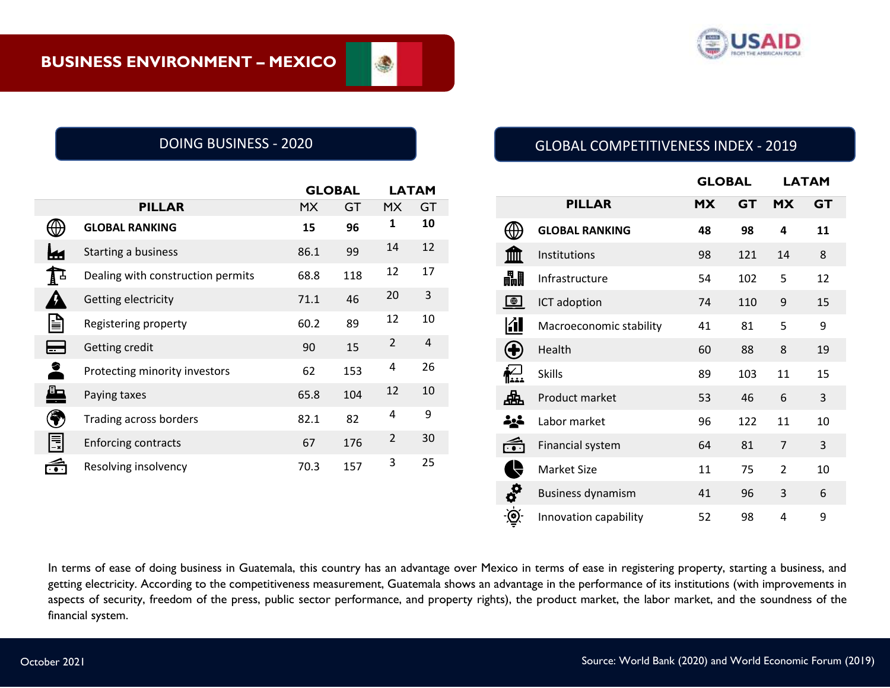# BUSINESS ENVIRONMENT – MEXICO

## DOING BUSINESS - 2020

| PILLAR | GLOBAL | | LATAM | |
|---|---|---|---|---|
| | MX | GT | MX | GT |
| **GLOBAL RANKING** | **15** | **96** | **1** | **10** |
| Starting a business | 86.1 | 99 | 14 | 12 |
| Dealing with construction permits | 68.8 | 118 | 12 | 17 |
| Getting electricity | 71.1 | 46 | 20 | 3 |
| Registering property | 60.2 | 89 | 12 | 10 |
| Getting credit | 90 | 15 | 2 | 4 |
| Protecting minority investors | 62 | 153 | 4 | 26 |
| Paying taxes | 65.8 | 104 | 12 | 10 |
| Trading across borders | 82.1 | 82 | 4 | 9 |
| Enforcing contracts | 67 | 176 | 2 | 30 |
| Resolving insolvency | 70.3 | 157 | 3 | 25 |

## GLOBAL COMPETITIVENESS INDEX - 2019

| PILLAR | GLOBAL | | LATAM | |
|---|---|---|---|---|
| | MX | GT | MX | GT |
| **GLOBAL RANKING** | **48** | **98** | **4** | **11** |
| Institutions | 98 | 121 | 14 | 8 |
| Infrastructure | 54 | 102 | 5 | 12 |
| ICT adoption | 74 | 110 | 9 | 15 |
| Macroeconomic stability | 41 | 81 | 5 | 9 |
| Health | 60 | 88 | 8 | 19 |
| Skills | 89 | 103 | 11 | 15 |
| Product market | 53 | 46 | 6 | 3 |
| Labor market | 96 | 122 | 11 | 10 |
| Financial system | 64 | 81 | 7 | 3 |
| Market Size | 11 | 75 | 2 | 10 |
| Business dynamism | 41 | 96 | 3 | 6 |
| Innovation capability | 52 | 98 | 4 | 9 |

In terms of ease of doing business in Guatemala, this country has an advantage over Mexico in terms of ease in registering property, starting a business, and getting electricity. According to the competitiveness measurement, Guatemala shows an advantage in the performance of its institutions (with improvements in aspects of security, freedom of the press, public sector performance, and property rights), the product market, the labor market, and the soundness of the financial system.

October 2021

Source: World Bank (2020) and World Economic Forum (2019)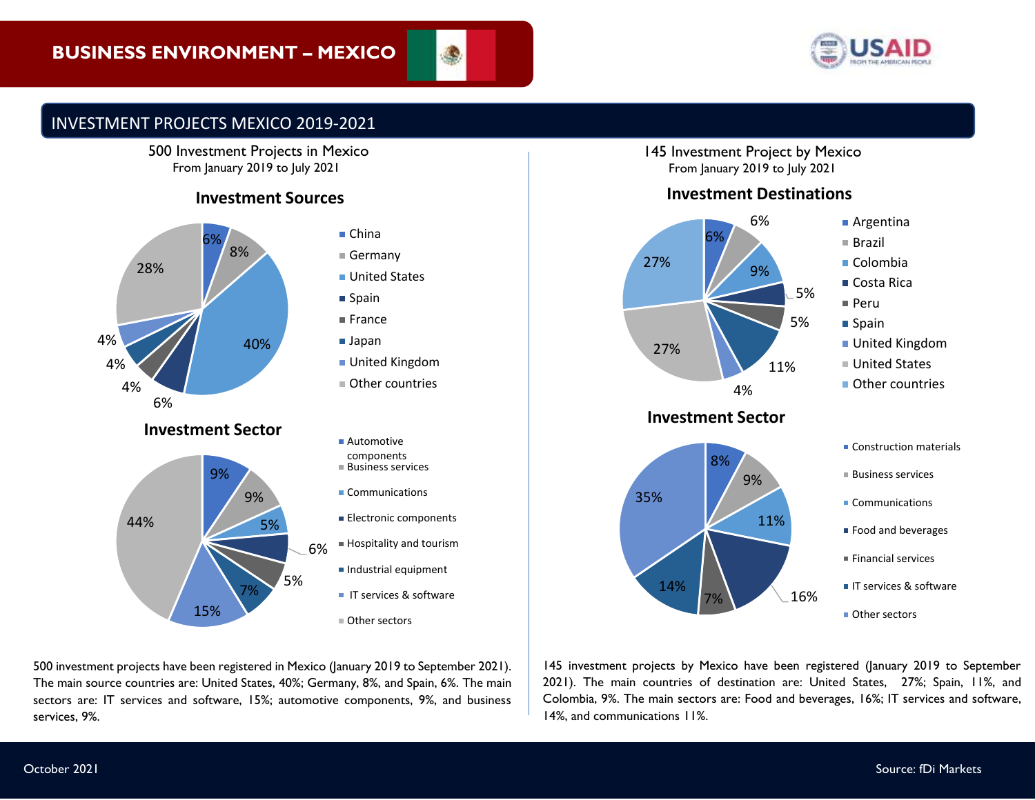# BUSINESS ENVIRONMENT – MEXICO

## INVESTMENT PROJECTS MEXICO 2019-2021

### 500 Investment Projects in Mexico
From January 2019 to July 2021

#### Investment Sources

| Country | Share |
|---|---|
| China | 6% |
| Germany | 8% |
| United States | 40% |
| Spain | 6% |
| France | 4% |
| Japan | 4% |
| United Kingdom | 4% |
| Other countries | 28% |

#### Investment Sector

| Sector | Share |
|---|---|
| Automotive components | 9% |
| Business services | 9% |
| Communications | 5% |
| Electronic components | 6% |
| Hospitality and tourism | 5% |
| Industrial equipment | 7% |
| IT services & software | 15% |
| Other sectors | 44% |

500 investment projects have been registered in Mexico (January 2019 to September 2021). The main source countries are: United States, 40%; Germany, 8%, and Spain, 6%. The main sectors are: IT services and software, 15%; automotive components, 9%, and business services, 9%.

### 145 Investment Project by Mexico
From January 2019 to July 2021

#### Investment Destinations

| Country | Share |
|---|---|
| Argentina | 6% |
| Brazil | 6% |
| Colombia | 9% |
| Costa Rica | 5% |
| Peru | 5% |
| Spain | 11% |
| United Kingdom | 4% |
| United States | 27% |
| Other countries | 27% |

#### Investment Sector

| Sector | Share |
|---|---|
| Construction materials | 8% |
| Business services | 9% |
| Communications | 11% |
| Food and beverages | 16% |
| Financial services | 7% |
| IT services & software | 14% |
| Other sectors | 35% |

145 investment projects by Mexico have been registered (January 2019 to September 2021). The main countries of destination are: United States, 27%; Spain, 11%, and Colombia, 9%. The main sectors are: Food and beverages, 16%; IT services and software, 14%, and communications 11%.

October 2021

Source: fDi Markets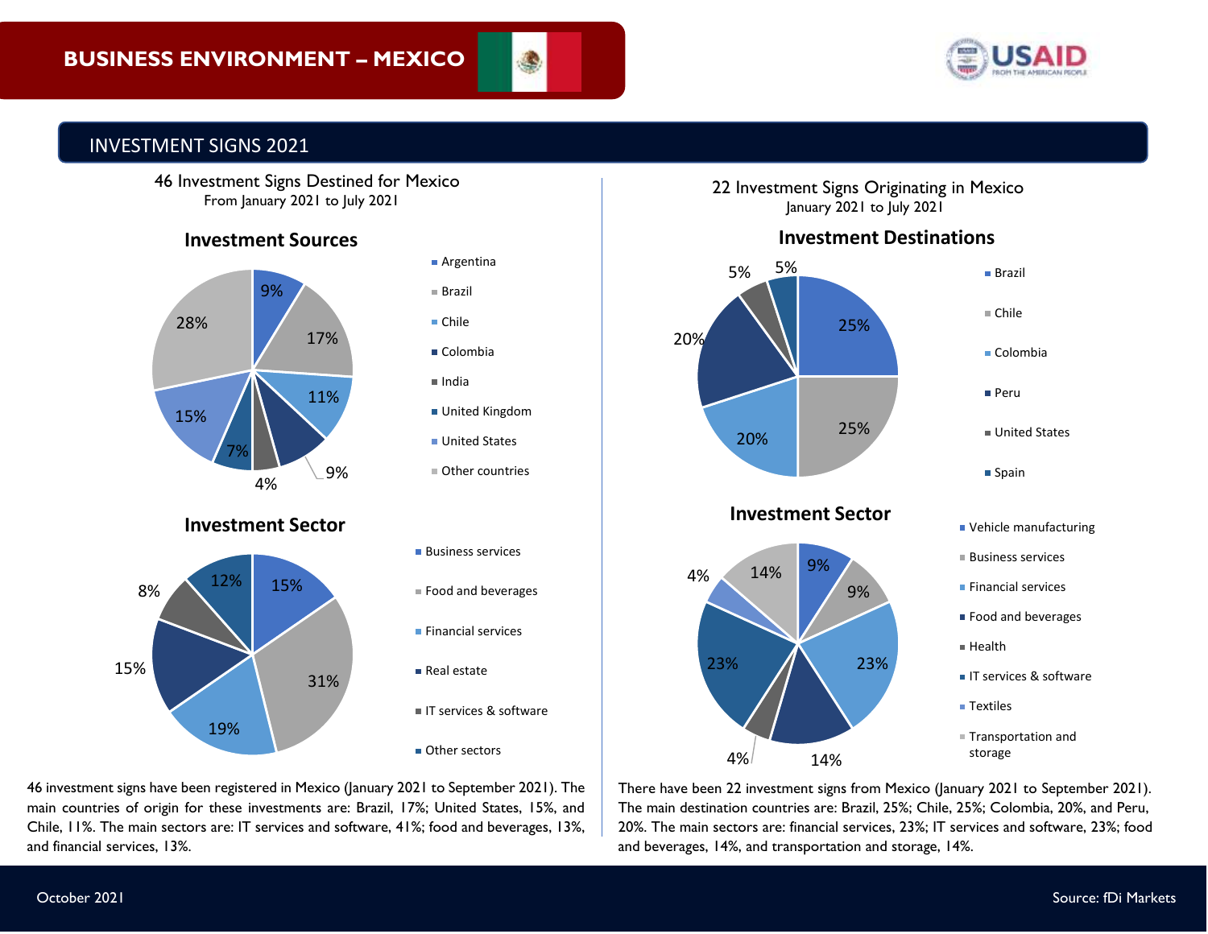# BUSINESS ENVIRONMENT – MEXICO

## INVESTMENT SIGNS 2021

### 46 Investment Signs Destined for Mexico
From January 2021 to July 2021

**Investment Sources**

| Country | Share |
| --- | --- |
| Argentina | 9% |
| Brazil | 17% |
| Chile | 11% |
| Colombia | 9% |
| India | 4% |
| United Kingdom | 7% |
| United States | 15% |
| Other countries | 28% |

**Investment Sector**

| Sector | Share |
| --- | --- |
| Business services | 15% |
| Food and beverages | 31% |
| Financial services | 19% |
| Real estate | 15% |
| IT services & software | 8% |
| Other sectors | 12% |

46 investment signs have been registered in Mexico (January 2021 to September 2021). The main countries of origin for these investments are: Brazil, 17%; United States, 15%, and Chile, 11%. The main sectors are: IT services and software, 41%; food and beverages, 13%, and financial services, 13%.

### 22 Investment Signs Originating in Mexico
January 2021 to July 2021

**Investment Destinations**

| Country | Share |
| --- | --- |
| Brazil | 25% |
| Chile | 25% |
| Colombia | 20% |
| Peru | 20% |
| United States | 5% |
| Spain | 5% |

**Investment Sector**

| Sector | Share |
| --- | --- |
| Vehicle manufacturing | 9% |
| Business services | 9% |
| Financial services | 23% |
| Food and beverages | 14% |
| Health | 4% |
| IT services & software | 23% |
| Textiles | 4% |
| Transportation and storage | 14% |

There have been 22 investment signs from Mexico (January 2021 to September 2021). The main destination countries are: Brazil, 25%; Chile, 25%; Colombia, 20%, and Peru, 20%. The main sectors are: financial services, 23%; IT services and software, 23%; food and beverages, 14%, and transportation and storage, 14%.

October 2021

Source: fDi Markets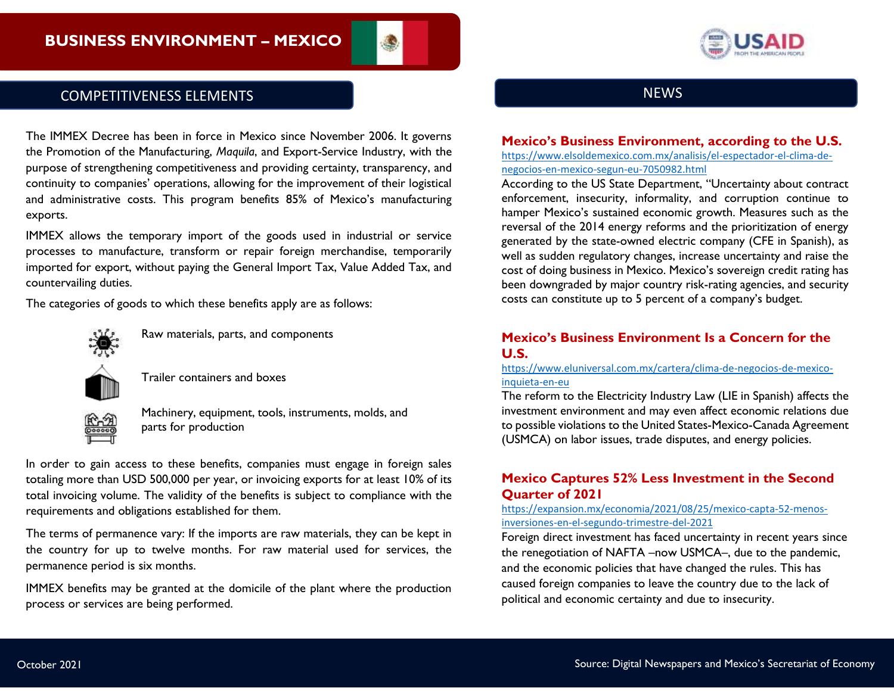# BUSINESS ENVIRONMENT – MEXICO

## COMPETITIVENESS ELEMENTS

The IMMEX Decree has been in force in Mexico since November 2006. It governs the Promotion of the Manufacturing, *Maquila*, and Export-Service Industry, with the purpose of strengthening competitiveness and providing certainty, transparency, and continuity to companies' operations, allowing for the improvement of their logistical and administrative costs. This program benefits 85% of Mexico's manufacturing exports.

IMMEX allows the temporary import of the goods used in industrial or service processes to manufacture, transform or repair foreign merchandise, temporarily imported for export, without paying the General Import Tax, Value Added Tax, and countervailing duties.

The categories of goods to which these benefits apply are as follows:

- Raw materials, parts, and components
- Trailer containers and boxes
- Machinery, equipment, tools, instruments, molds, and parts for production

In order to gain access to these benefits, companies must engage in foreign sales totaling more than USD 500,000 per year, or invoicing exports for at least 10% of its total invoicing volume. The validity of the benefits is subject to compliance with the requirements and obligations established for them.

The terms of permanence vary: If the imports are raw materials, they can be kept in the country for up to twelve months. For raw material used for services, the permanence period is six months.

IMMEX benefits may be granted at the domicile of the plant where the production process or services are being performed.

## NEWS

### Mexico's Business Environment, according to the U.S.

https://www.elsoldemexico.com.mx/analisis/el-espectador-el-clima-de-negocios-en-mexico-segun-eu-7050982.html

According to the US State Department, "Uncertainty about contract enforcement, insecurity, informality, and corruption continue to hamper Mexico's sustained economic growth. Measures such as the reversal of the 2014 energy reforms and the prioritization of energy generated by the state-owned electric company (CFE in Spanish), as well as sudden regulatory changes, increase uncertainty and raise the cost of doing business in Mexico. Mexico's sovereign credit rating has been downgraded by major country risk-rating agencies, and security costs can constitute up to 5 percent of a company's budget.

### Mexico's Business Environment Is a Concern for the U.S.

https://www.eluniversal.com.mx/cartera/clima-de-negocios-de-mexico-inquieta-en-eu

The reform to the Electricity Industry Law (LIE in Spanish) affects the investment environment and may even affect economic relations due to possible violations to the United States-Mexico-Canada Agreement (USMCA) on labor issues, trade disputes, and energy policies.

### Mexico Captures 52% Less Investment in the Second Quarter of 2021

https://expansion.mx/economia/2021/08/25/mexico-capta-52-menos-inversiones-en-el-segundo-trimestre-del-2021

Foreign direct investment has faced uncertainty in recent years since the renegotiation of NAFTA –now USMCA–, due to the pandemic, and the economic policies that have changed the rules. This has caused foreign companies to leave the country due to the lack of political and economic certainty and due to insecurity.

October 2021

Source: Digital Newspapers and Mexico's Secretariat of Economy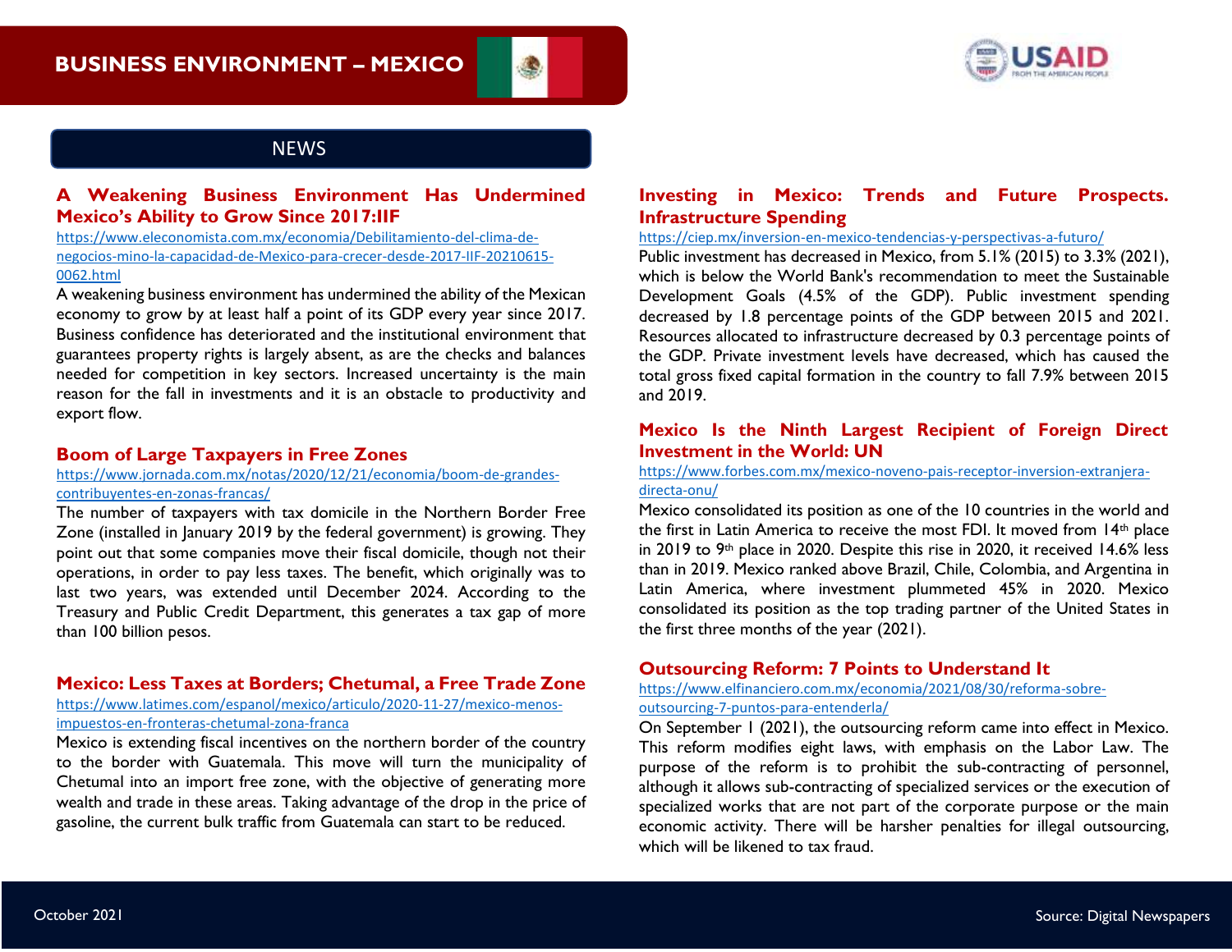# BUSINESS ENVIRONMENT – MEXICO

## NEWS

### A Weakening Business Environment Has Undermined Mexico's Ability to Grow Since 2017:IIF

https://www.eleconomista.com.mx/economia/Debilitamiento-del-clima-de-negocios-mino-la-capacidad-de-Mexico-para-crecer-desde-2017-IIF-20210615-0062.html

A weakening business environment has undermined the ability of the Mexican economy to grow by at least half a point of its GDP every year since 2017. Business confidence has deteriorated and the institutional environment that guarantees property rights is largely absent, as are the checks and balances needed for competition in key sectors. Increased uncertainty is the main reason for the fall in investments and it is an obstacle to productivity and export flow.

### Boom of Large Taxpayers in Free Zones

https://www.jornada.com.mx/notas/2020/12/21/economia/boom-de-grandes-contribuyentes-en-zonas-francas/

The number of taxpayers with tax domicile in the Northern Border Free Zone (installed in January 2019 by the federal government) is growing. They point out that some companies move their fiscal domicile, though not their operations, in order to pay less taxes. The benefit, which originally was to last two years, was extended until December 2024. According to the Treasury and Public Credit Department, this generates a tax gap of more than 100 billion pesos.

### Mexico: Less Taxes at Borders; Chetumal, a Free Trade Zone

https://www.latimes.com/espanol/mexico/articulo/2020-11-27/mexico-menos-impuestos-en-fronteras-chetumal-zona-franca

Mexico is extending fiscal incentives on the northern border of the country to the border with Guatemala. This move will turn the municipality of Chetumal into an import free zone, with the objective of generating more wealth and trade in these areas. Taking advantage of the drop in the price of gasoline, the current bulk traffic from Guatemala can start to be reduced.

### Investing in Mexico: Trends and Future Prospects. Infrastructure Spending

https://ciep.mx/inversion-en-mexico-tendencias-y-perspectivas-a-futuro/

Public investment has decreased in Mexico, from 5.1% (2015) to 3.3% (2021), which is below the World Bank's recommendation to meet the Sustainable Development Goals (4.5% of the GDP). Public investment spending decreased by 1.8 percentage points of the GDP between 2015 and 2021. Resources allocated to infrastructure decreased by 0.3 percentage points of the GDP. Private investment levels have decreased, which has caused the total gross fixed capital formation in the country to fall 7.9% between 2015 and 2019.

### Mexico Is the Ninth Largest Recipient of Foreign Direct Investment in the World: UN

https://www.forbes.com.mx/mexico-noveno-pais-receptor-inversion-extranjera-directa-onu/

Mexico consolidated its position as one of the 10 countries in the world and the first in Latin America to receive the most FDI. It moved from 14th place in 2019 to 9th place in 2020. Despite this rise in 2020, it received 14.6% less than in 2019. Mexico ranked above Brazil, Chile, Colombia, and Argentina in Latin America, where investment plummeted 45% in 2020. Mexico consolidated its position as the top trading partner of the United States in the first three months of the year (2021).

### Outsourcing Reform: 7 Points to Understand It

https://www.elfinanciero.com.mx/economia/2021/08/30/reforma-sobre-outsourcing-7-puntos-para-entenderla/

On September 1 (2021), the outsourcing reform came into effect in Mexico. This reform modifies eight laws, with emphasis on the Labor Law. The purpose of the reform is to prohibit the sub-contracting of personnel, although it allows sub-contracting of specialized services or the execution of specialized works that are not part of the corporate purpose or the main economic activity. There will be harsher penalties for illegal outsourcing, which will be likened to tax fraud.

October 2021

Source: Digital Newspapers